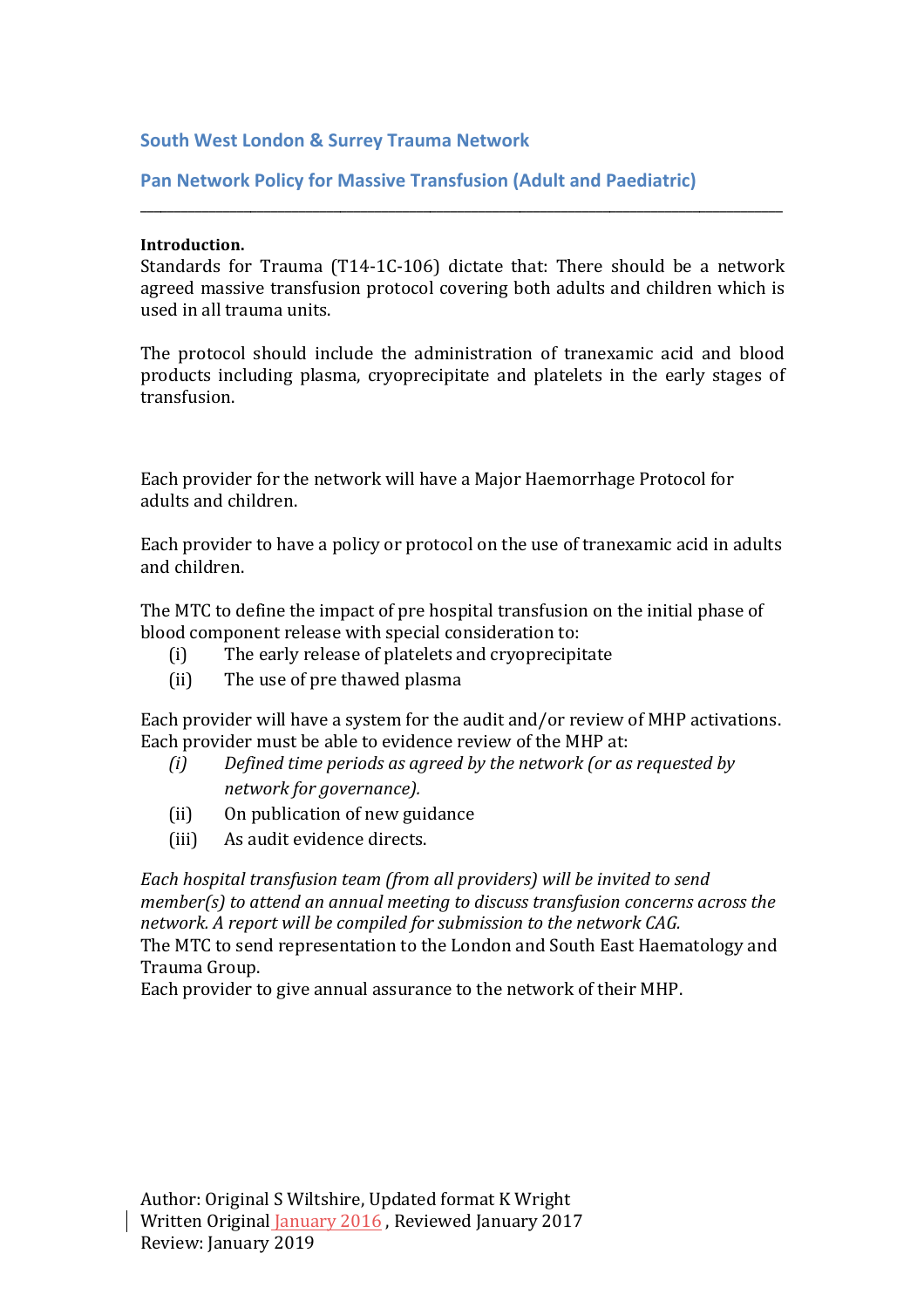## South West London & Surrey Trauma Network

## Pan Network Policy for Massive Transfusion (Adult and Paediatric)

---

**Introduction.**
Standards for Trauma (T14-1C-106) dictate that: There should be a network agreed massive transfusion protocol covering both adults and children which is used in all trauma units.

The protocol should include the administration of tranexamic acid and blood products including plasma, cryoprecipitate and platelets in the early stages of transfusion.

Each provider for the network will have a Major Haemorrhage Protocol for adults and children.

Each provider to have a policy or protocol on the use of tranexamic acid in adults and children.

The MTC to define the impact of pre hospital transfusion on the initial phase of blood component release with special consideration to:

- (i) The early release of platelets and cryoprecipitate
- (ii) The use of pre thawed plasma

Each provider will have a system for the audit and/or review of MHP activations.
Each provider must be able to evidence review of the MHP at:

- *(i) Defined time periods as agreed by the network (or as requested by network for governance).*
- (ii) On publication of new guidance
- (iii) As audit evidence directs.

*Each hospital transfusion team (from all providers) will be invited to send member(s) to attend an annual meeting to discuss transfusion concerns across the network. A report will be compiled for submission to the network CAG.*
The MTC to send representation to the London and South East Haematology and Trauma Group.
Each provider to give annual assurance to the network of their MHP.

Author: Original S Wiltshire, Updated format K Wright
Written Original January 2016 , Reviewed January 2017
Review: January 2019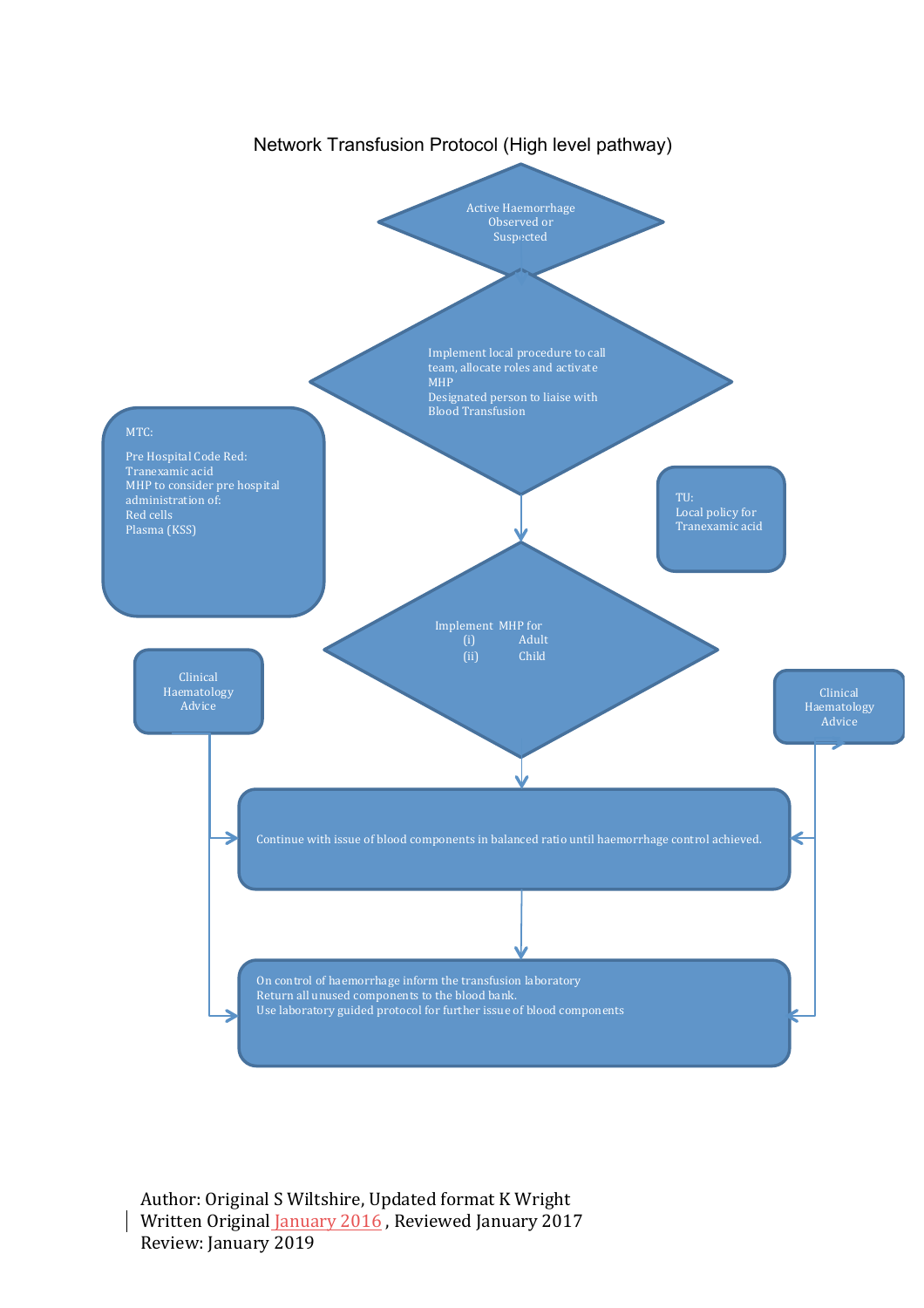# Network Transfusion Protocol (High level pathway)

Active Haemorrhage Observed or Suspected

↓

Implement local procedure to call team, allocate roles and activate MHP
Designated person to liaise with Blood Transfusion

↓

Implement MHP for
(i) Adult
(ii) Child

↓

Continue with issue of blood components in balanced ratio until haemorrhage control achieved.

↓

On control of haemorrhage inform the transfusion laboratory
Return all unused components to the blood bank.
Use laboratory guided protocol for further issue of blood components

---

**MTC:**

Pre Hospital Code Red:
Tranexamic acid
MHP to consider pre hospital administration of:
Red cells
Plasma (KSS)

**TU:**
Local policy for Tranexamic acid

**Clinical Haematology Advice** (feeds into "Continue with issue of blood components..." and "On control of haemorrhage..." steps — shown on both left and right sides)

---

Author: Original S Wiltshire, Updated format K Wright
Written Original January 2016 , Reviewed January 2017
Review: January 2019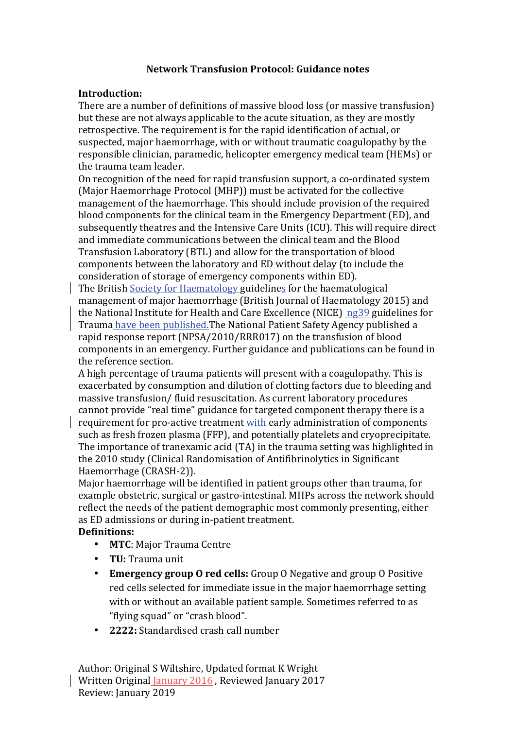# Network Transfusion Protocol: Guidance notes

**Introduction:**

There are a number of definitions of massive blood loss (or massive transfusion) but these are not always applicable to the acute situation, as they are mostly retrospective. The requirement is for the rapid identification of actual, or suspected, major haemorrhage, with or without traumatic coagulopathy by the responsible clinician, paramedic, helicopter emergency medical team (HEMs) or the trauma team leader.

On recognition of the need for rapid transfusion support, a co-ordinated system (Major Haemorrhage Protocol (MHP)) must be activated for the collective management of the haemorrhage. This should include provision of the required blood components for the clinical team in the Emergency Department (ED), and subsequently theatres and the Intensive Care Units (ICU). This will require direct and immediate communications between the clinical team and the Blood Transfusion Laboratory (BTL) and allow for the transportation of blood components between the laboratory and ED without delay (to include the consideration of storage of emergency components within ED).

The British Society for Haematology guidelines for the haematological management of major haemorrhage (British Journal of Haematology 2015) and the National Institute for Health and Care Excellence (NICE) ng39 guidelines for Trauma have been published. The National Patient Safety Agency published a rapid response report (NPSA/2010/RRR017) on the transfusion of blood components in an emergency. Further guidance and publications can be found in the reference section.

A high percentage of trauma patients will present with a coagulopathy. This is exacerbated by consumption and dilution of clotting factors due to bleeding and massive transfusion/ fluid resuscitation. As current laboratory procedures cannot provide "real time" guidance for targeted component therapy there is a requirement for pro-active treatment with early administration of components such as fresh frozen plasma (FFP), and potentially platelets and cryoprecipitate. The importance of tranexamic acid (TA) in the trauma setting was highlighted in the 2010 study (Clinical Randomisation of Antifibrinolytics in Significant Haemorrhage (CRASH-2)).

Major haemorrhage will be identified in patient groups other than trauma, for example obstetric, surgical or gastro-intestinal. MHPs across the network should reflect the needs of the patient demographic most commonly presenting, either as ED admissions or during in-patient treatment.

**Definitions:**

- **MTC**: Major Trauma Centre
- **TU:** Trauma unit
- **Emergency group O red cells:** Group O Negative and group O Positive red cells selected for immediate issue in the major haemorrhage setting with or without an available patient sample. Sometimes referred to as "flying squad" or "crash blood".
- **2222:** Standardised crash call number

Author: Original S Wiltshire, Updated format K Wright
Written Original January 2016 , Reviewed January 2017
Review: January 2019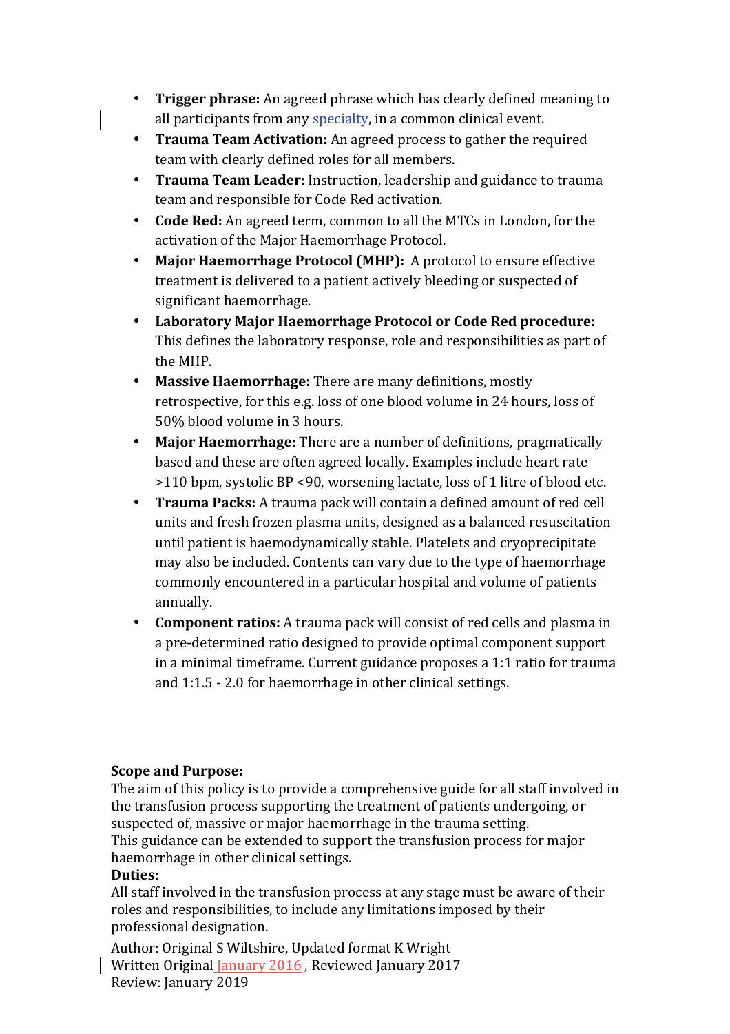- **Trigger phrase:** An agreed phrase which has clearly defined meaning to all participants from any specialty, in a common clinical event.
- **Trauma Team Activation:** An agreed process to gather the required team with clearly defined roles for all members.
- **Trauma Team Leader:** Instruction, leadership and guidance to trauma team and responsible for Code Red activation.
- **Code Red:** An agreed term, common to all the MTCs in London, for the activation of the Major Haemorrhage Protocol.
- **Major Haemorrhage Protocol (MHP):** A protocol to ensure effective treatment is delivered to a patient actively bleeding or suspected of significant haemorrhage.
- **Laboratory Major Haemorrhage Protocol or Code Red procedure:** This defines the laboratory response, role and responsibilities as part of the MHP.
- **Massive Haemorrhage:** There are many definitions, mostly retrospective, for this e.g. loss of one blood volume in 24 hours, loss of 50% blood volume in 3 hours.
- **Major Haemorrhage:** There are a number of definitions, pragmatically based and these are often agreed locally. Examples include heart rate >110 bpm, systolic BP <90, worsening lactate, loss of 1 litre of blood etc.
- **Trauma Packs:** A trauma pack will contain a defined amount of red cell units and fresh frozen plasma units, designed as a balanced resuscitation until patient is haemodynamically stable. Platelets and cryoprecipitate may also be included. Contents can vary due to the type of haemorrhage commonly encountered in a particular hospital and volume of patients annually.
- **Component ratios:** A trauma pack will consist of red cells and plasma in a pre-determined ratio designed to provide optimal component support in a minimal timeframe. Current guidance proposes a 1:1 ratio for trauma and 1:1.5 - 2.0 for haemorrhage in other clinical settings.

**Scope and Purpose:**
The aim of this policy is to provide a comprehensive guide for all staff involved in the transfusion process supporting the treatment of patients undergoing, or suspected of, massive or major haemorrhage in the trauma setting.
This guidance can be extended to support the transfusion process for major haemorrhage in other clinical settings.

**Duties:**
All staff involved in the transfusion process at any stage must be aware of their roles and responsibilities, to include any limitations imposed by their professional designation.

Author: Original S Wiltshire, Updated format K Wright
Written Original January 2016 , Reviewed January 2017
Review: January 2019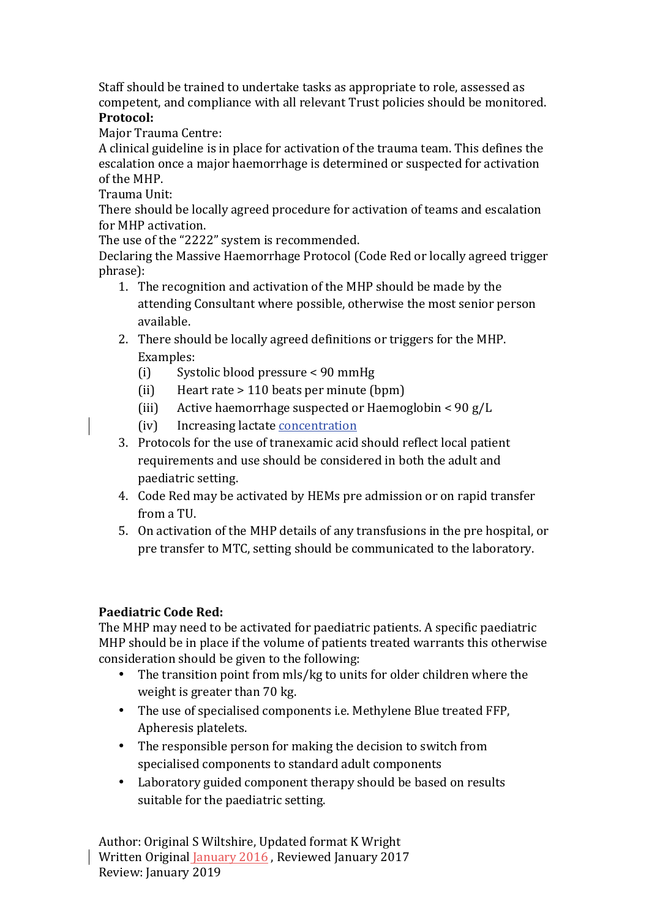Staff should be trained to undertake tasks as appropriate to role, assessed as competent, and compliance with all relevant Trust policies should be monitored.

**Protocol:**

Major Trauma Centre:

A clinical guideline is in place for activation of the trauma team. This defines the escalation once a major haemorrhage is determined or suspected for activation of the MHP.

Trauma Unit:

There should be locally agreed procedure for activation of teams and escalation for MHP activation.

The use of the "2222" system is recommended.

Declaring the Massive Haemorrhage Protocol (Code Red or locally agreed trigger phrase):

1. The recognition and activation of the MHP should be made by the attending Consultant where possible, otherwise the most senior person available.
2. There should be locally agreed definitions or triggers for the MHP. Examples:
   - (i) Systolic blood pressure < 90 mmHg
   - (ii) Heart rate > 110 beats per minute (bpm)
   - (iii) Active haemorrhage suspected or Haemoglobin < 90 g/L
   - (iv) Increasing lactate concentration
3. Protocols for the use of tranexamic acid should reflect local patient requirements and use should be considered in both the adult and paediatric setting.
4. Code Red may be activated by HEMs pre admission or on rapid transfer from a TU.
5. On activation of the MHP details of any transfusions in the pre hospital, or pre transfer to MTC, setting should be communicated to the laboratory.

**Paediatric Code Red:**

The MHP may need to be activated for paediatric patients. A specific paediatric MHP should be in place if the volume of patients treated warrants this otherwise consideration should be given to the following:

- The transition point from mls/kg to units for older children where the weight is greater than 70 kg.
- The use of specialised components i.e. Methylene Blue treated FFP, Apheresis platelets.
- The responsible person for making the decision to switch from specialised components to standard adult components
- Laboratory guided component therapy should be based on results suitable for the paediatric setting.

Author: Original S Wiltshire, Updated format K Wright
Written Original January 2016 , Reviewed January 2017
Review: January 2019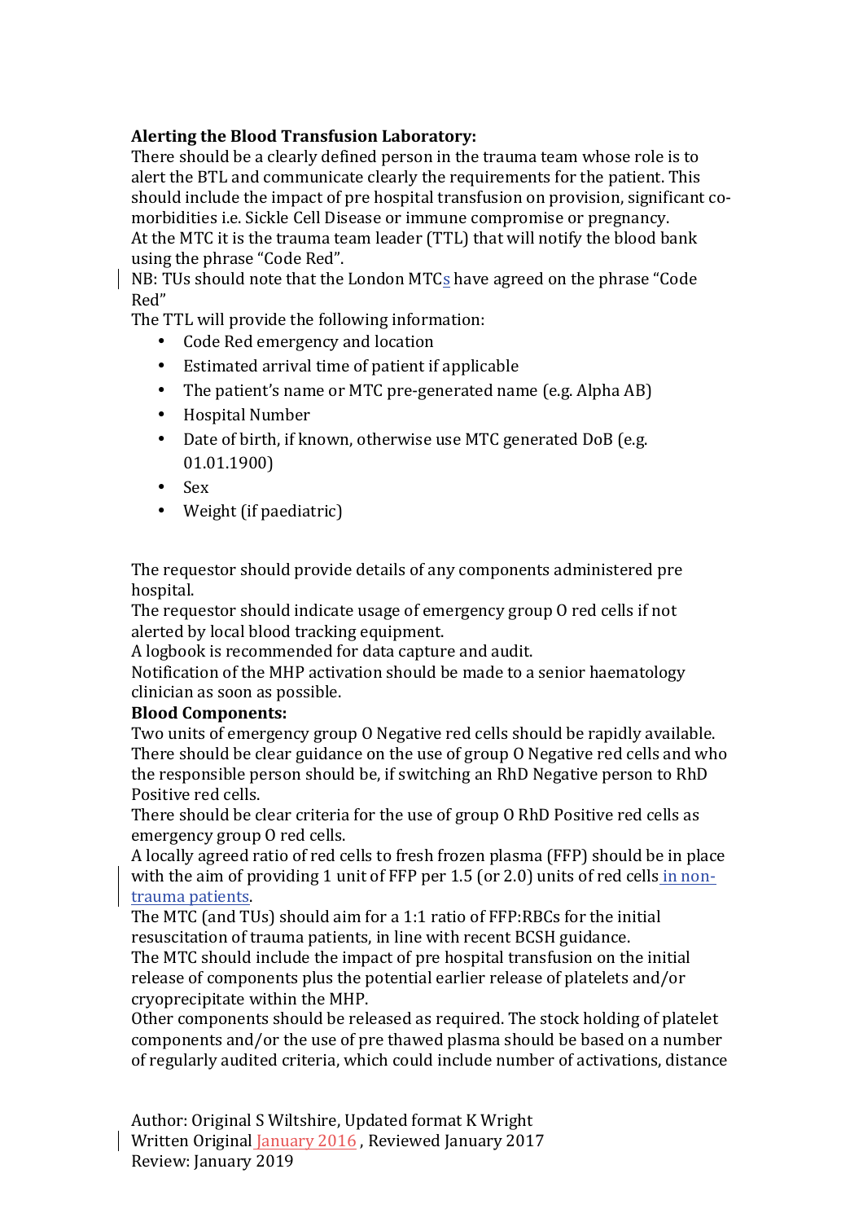**Alerting the Blood Transfusion Laboratory:**

There should be a clearly defined person in the trauma team whose role is to alert the BTL and communicate clearly the requirements for the patient. This should include the impact of pre hospital transfusion on provision, significant co-morbidities i.e. Sickle Cell Disease or immune compromise or pregnancy.

At the MTC it is the trauma team leader (TTL) that will notify the blood bank using the phrase "Code Red".

NB: TUs should note that the London MTCs have agreed on the phrase "Code Red"

The TTL will provide the following information:

- Code Red emergency and location
- Estimated arrival time of patient if applicable
- The patient's name or MTC pre-generated name (e.g. Alpha AB)
- Hospital Number
- Date of birth, if known, otherwise use MTC generated DoB (e.g. 01.01.1900)
- Sex
- Weight (if paediatric)

The requestor should provide details of any components administered pre hospital.

The requestor should indicate usage of emergency group O red cells if not alerted by local blood tracking equipment.

A logbook is recommended for data capture and audit.

Notification of the MHP activation should be made to a senior haematology clinician as soon as possible.

**Blood Components:**

Two units of emergency group O Negative red cells should be rapidly available.

There should be clear guidance on the use of group O Negative red cells and who the responsible person should be, if switching an RhD Negative person to RhD Positive red cells.

There should be clear criteria for the use of group O RhD Positive red cells as emergency group O red cells.

A locally agreed ratio of red cells to fresh frozen plasma (FFP) should be in place with the aim of providing 1 unit of FFP per 1.5 (or 2.0) units of red cells in non-trauma patients.

The MTC (and TUs) should aim for a 1:1 ratio of FFP:RBCs for the initial resuscitation of trauma patients, in line with recent BCSH guidance.

The MTC should include the impact of pre hospital transfusion on the initial release of components plus the potential earlier release of platelets and/or cryoprecipitate within the MHP.

Other components should be released as required. The stock holding of platelet components and/or the use of pre thawed plasma should be based on a number of regularly audited criteria, which could include number of activations, distance

Author: Original S Wiltshire, Updated format K Wright
Written Original January 2016 , Reviewed January 2017
Review: January 2019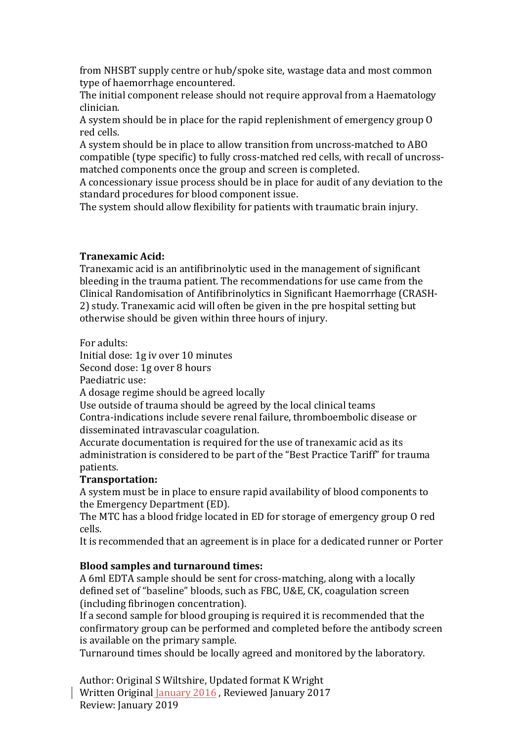from NHSBT supply centre or hub/spoke site, wastage data and most common type of haemorrhage encountered.

The initial component release should not require approval from a Haematology clinician.

A system should be in place for the rapid replenishment of emergency group O red cells.

A system should be in place to allow transition from uncross-matched to ABO compatible (type specific) to fully cross-matched red cells, with recall of uncross-matched components once the group and screen is completed.

A concessionary issue process should be in place for audit of any deviation to the standard procedures for blood component issue.

The system should allow flexibility for patients with traumatic brain injury.

**Tranexamic Acid:**

Tranexamic acid is an antifibrinolytic used in the management of significant bleeding in the trauma patient. The recommendations for use came from the Clinical Randomisation of Antifibrinolytics in Significant Haemorrhage (CRASH-2) study. Tranexamic acid will often be given in the pre hospital setting but otherwise should be given within three hours of injury.

For adults:
Initial dose: 1g iv over 10 minutes
Second dose: 1g over 8 hours
Paediatric use:
A dosage regime should be agreed locally
Use outside of trauma should be agreed by the local clinical teams
Contra-indications include severe renal failure, thromboembolic disease or disseminated intravascular coagulation.
Accurate documentation is required for the use of tranexamic acid as its administration is considered to be part of the "Best Practice Tariff" for trauma patients.

**Transportation:**

A system must be in place to ensure rapid availability of blood components to the Emergency Department (ED).

The MTC has a blood fridge located in ED for storage of emergency group O red cells.

It is recommended that an agreement is in place for a dedicated runner or Porter

**Blood samples and turnaround times:**

A 6ml EDTA sample should be sent for cross-matching, along with a locally defined set of "baseline" bloods, such as FBC, U&E, CK, coagulation screen (including fibrinogen concentration).

If a second sample for blood grouping is required it is recommended that the confirmatory group can be performed and completed before the antibody screen is available on the primary sample.

Turnaround times should be locally agreed and monitored by the laboratory.

Author: Original S Wiltshire, Updated format K Wright
Written Original January 2016 , Reviewed January 2017
Review: January 2019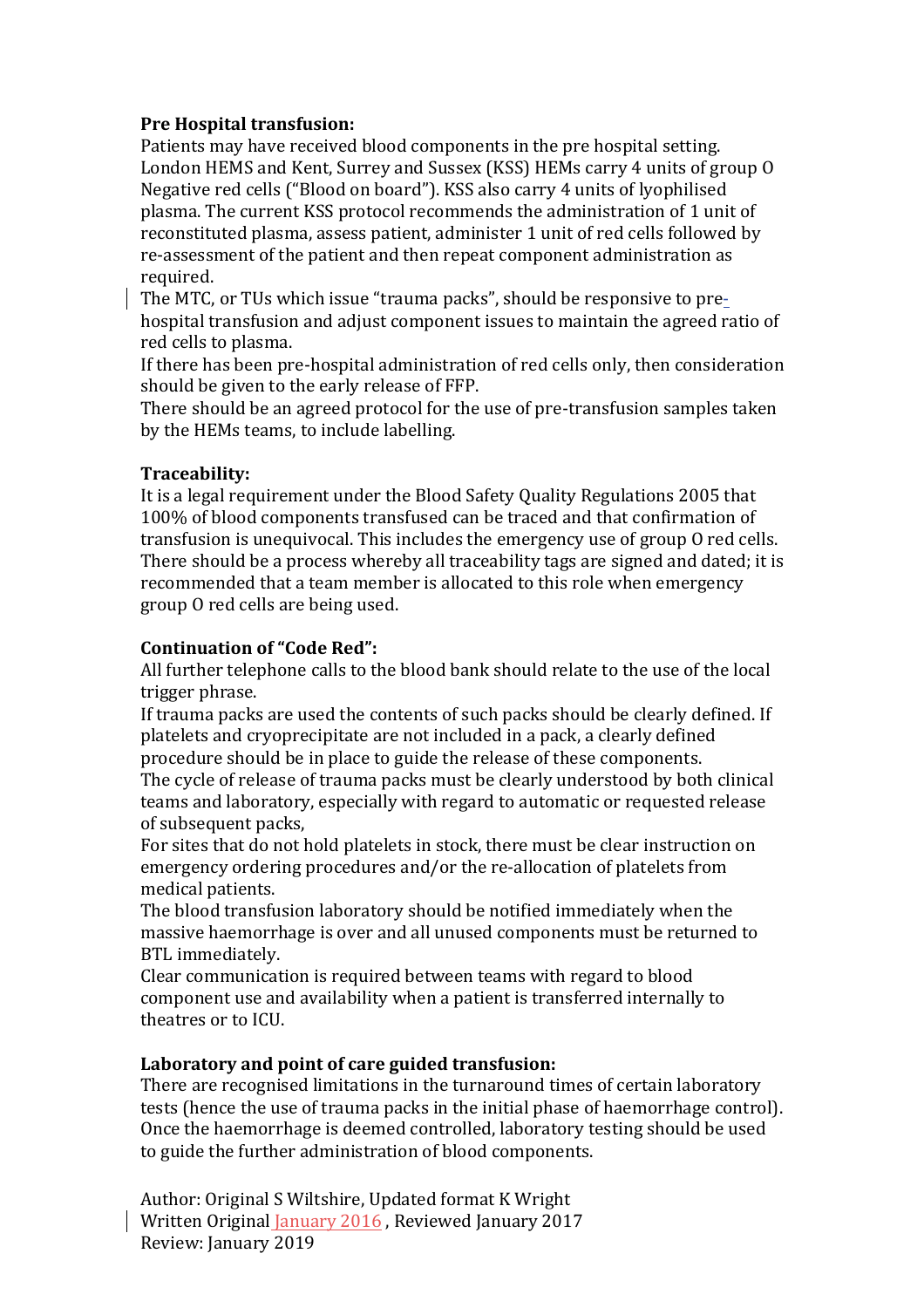**Pre Hospital transfusion:**

Patients may have received blood components in the pre hospital setting. London HEMS and Kent, Surrey and Sussex (KSS) HEMs carry 4 units of group O Negative red cells ("Blood on board"). KSS also carry 4 units of lyophilised plasma. The current KSS protocol recommends the administration of 1 unit of reconstituted plasma, assess patient, administer 1 unit of red cells followed by re-assessment of the patient and then repeat component administration as required.

The MTC, or TUs which issue "trauma packs", should be responsive to pre-hospital transfusion and adjust component issues to maintain the agreed ratio of red cells to plasma.

If there has been pre-hospital administration of red cells only, then consideration should be given to the early release of FFP.

There should be an agreed protocol for the use of pre-transfusion samples taken by the HEMs teams, to include labelling.

**Traceability:**

It is a legal requirement under the Blood Safety Quality Regulations 2005 that 100% of blood components transfused can be traced and that confirmation of transfusion is unequivocal. This includes the emergency use of group O red cells. There should be a process whereby all traceability tags are signed and dated; it is recommended that a team member is allocated to this role when emergency group O red cells are being used.

**Continuation of "Code Red":**

All further telephone calls to the blood bank should relate to the use of the local trigger phrase.

If trauma packs are used the contents of such packs should be clearly defined. If platelets and cryoprecipitate are not included in a pack, a clearly defined procedure should be in place to guide the release of these components.

The cycle of release of trauma packs must be clearly understood by both clinical teams and laboratory, especially with regard to automatic or requested release of subsequent packs,

For sites that do not hold platelets in stock, there must be clear instruction on emergency ordering procedures and/or the re-allocation of platelets from medical patients.

The blood transfusion laboratory should be notified immediately when the massive haemorrhage is over and all unused components must be returned to BTL immediately.

Clear communication is required between teams with regard to blood component use and availability when a patient is transferred internally to theatres or to ICU.

**Laboratory and point of care guided transfusion:**

There are recognised limitations in the turnaround times of certain laboratory tests (hence the use of trauma packs in the initial phase of haemorrhage control). Once the haemorrhage is deemed controlled, laboratory testing should be used to guide the further administration of blood components.

Author: Original S Wiltshire, Updated format K Wright
Written Original January 2016 , Reviewed January 2017
Review: January 2019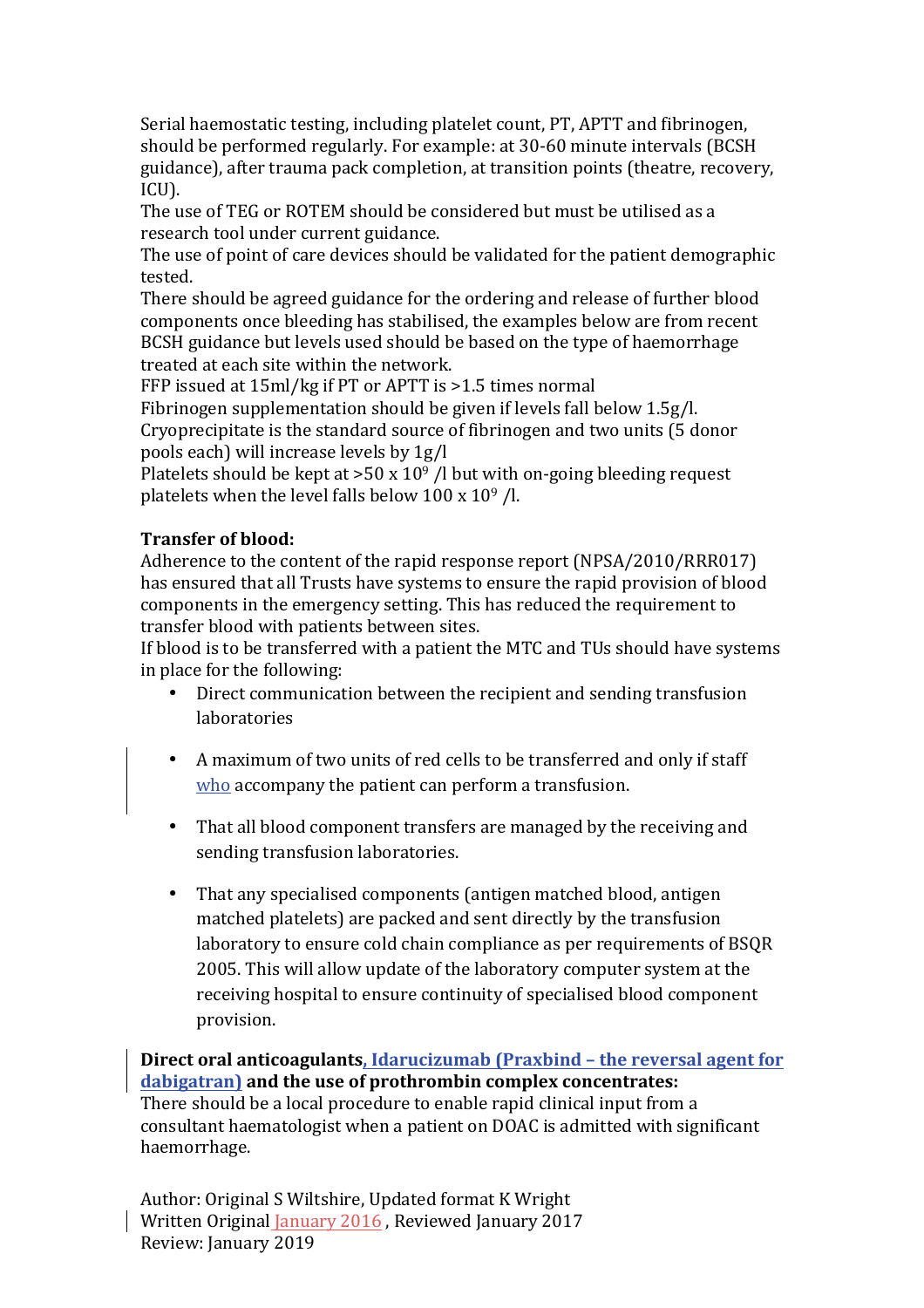Serial haemostatic testing, including platelet count, PT, APTT and fibrinogen, should be performed regularly. For example: at 30-60 minute intervals (BCSH guidance), after trauma pack completion, at transition points (theatre, recovery, ICU).

The use of TEG or ROTEM should be considered but must be utilised as a research tool under current guidance.

The use of point of care devices should be validated for the patient demographic tested.

There should be agreed guidance for the ordering and release of further blood components once bleeding has stabilised, the examples below are from recent BCSH guidance but levels used should be based on the type of haemorrhage treated at each site within the network.

FFP issued at 15ml/kg if PT or APTT is >1.5 times normal

Fibrinogen supplementation should be given if levels fall below 1.5g/l. Cryoprecipitate is the standard source of fibrinogen and two units (5 donor pools each) will increase levels by 1g/l

Platelets should be kept at >50 x $10^9$ /l but with on-going bleeding request platelets when the level falls below 100 x $10^9$ /l.

**Transfer of blood:**

Adherence to the content of the rapid response report (NPSA/2010/RRR017) has ensured that all Trusts have systems to ensure the rapid provision of blood components in the emergency setting. This has reduced the requirement to transfer blood with patients between sites.

If blood is to be transferred with a patient the MTC and TUs should have systems in place for the following:

- Direct communication between the recipient and sending transfusion laboratories
- A maximum of two units of red cells to be transferred and only if staff who accompany the patient can perform a transfusion.
- That all blood component transfers are managed by the receiving and sending transfusion laboratories.
- That any specialised components (antigen matched blood, antigen matched platelets) are packed and sent directly by the transfusion laboratory to ensure cold chain compliance as per requirements of BSQR 2005. This will allow update of the laboratory computer system at the receiving hospital to ensure continuity of specialised blood component provision.

**Direct oral anticoagulants, Idarucizumab (Praxbind – the reversal agent for dabigatran) and the use of prothrombin complex concentrates:**

There should be a local procedure to enable rapid clinical input from a consultant haematologist when a patient on DOAC is admitted with significant haemorrhage.

Author: Original S Wiltshire, Updated format K Wright
Written Original January 2016 , Reviewed January 2017
Review: January 2019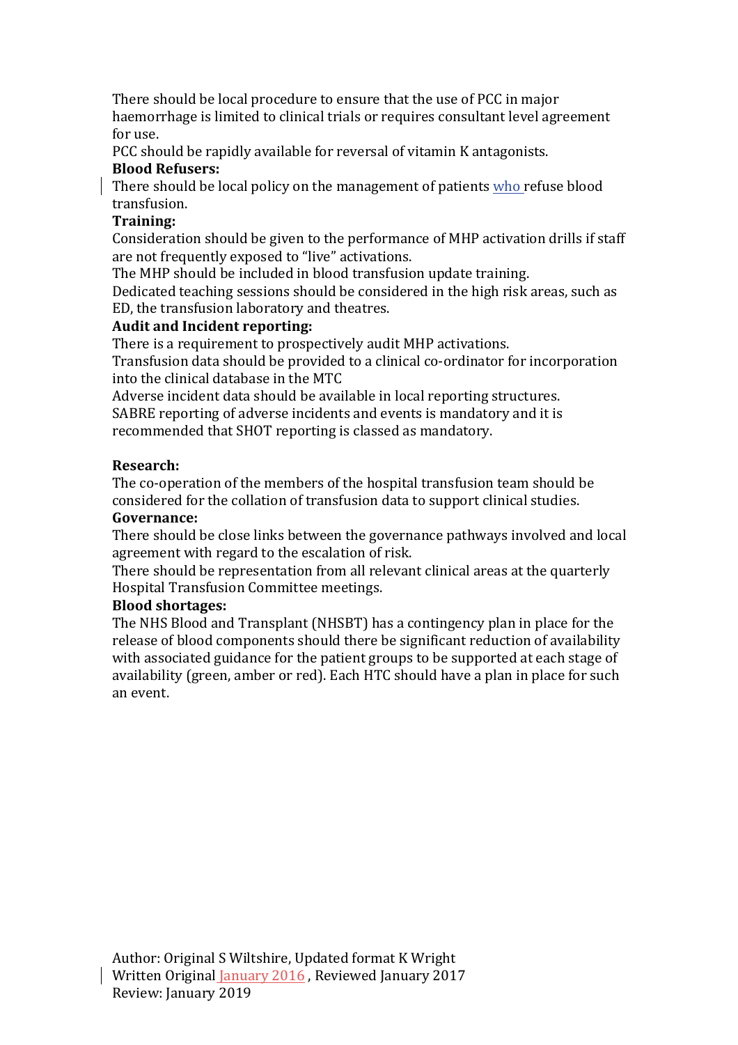There should be local procedure to ensure that the use of PCC in major haemorrhage is limited to clinical trials or requires consultant level agreement for use.

PCC should be rapidly available for reversal of vitamin K antagonists.

**Blood Refusers:**

There should be local policy on the management of patients who refuse blood transfusion.

**Training:**

Consideration should be given to the performance of MHP activation drills if staff are not frequently exposed to "live" activations.

The MHP should be included in blood transfusion update training.

Dedicated teaching sessions should be considered in the high risk areas, such as ED, the transfusion laboratory and theatres.

**Audit and Incident reporting:**

There is a requirement to prospectively audit MHP activations.

Transfusion data should be provided to a clinical co-ordinator for incorporation into the clinical database in the MTC

Adverse incident data should be available in local reporting structures.

SABRE reporting of adverse incidents and events is mandatory and it is recommended that SHOT reporting is classed as mandatory.

**Research:**

The co-operation of the members of the hospital transfusion team should be considered for the collation of transfusion data to support clinical studies.

**Governance:**

There should be close links between the governance pathways involved and local agreement with regard to the escalation of risk.

There should be representation from all relevant clinical areas at the quarterly Hospital Transfusion Committee meetings.

**Blood shortages:**

The NHS Blood and Transplant (NHSBT) has a contingency plan in place for the release of blood components should there be significant reduction of availability with associated guidance for the patient groups to be supported at each stage of availability (green, amber or red). Each HTC should have a plan in place for such an event.

Author: Original S Wiltshire, Updated format K Wright
Written Original January 2016 , Reviewed January 2017
Review: January 2019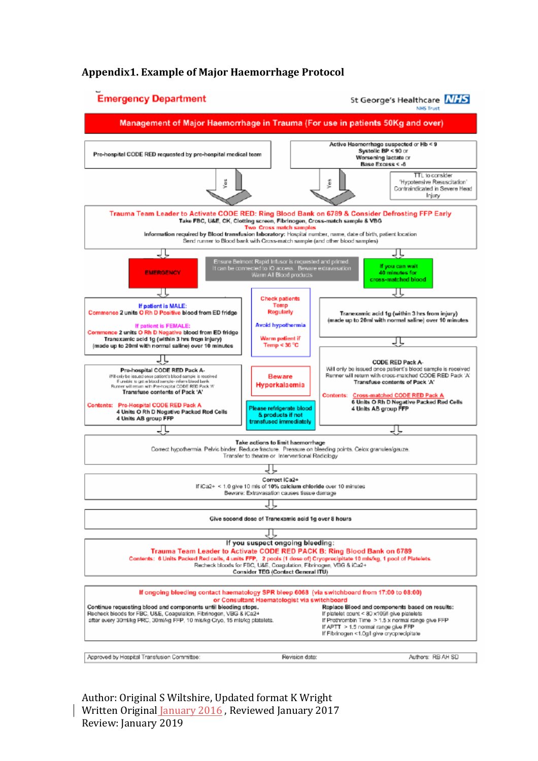## Appendix1. Example of Major Haemorrhage Protocol

**Emergency Department** — St George's Healthcare NHS Trust

**Management of Major Haemorrhage in Trauma (For use in patients 50Kg and over)**

Pre-hospital CODE RED requested by pre-hospital medical team

Active Haemorrhage suspected or Hb < 9
Systolic BP < 90 or
Worsening lactate or
Base Excess < -6

TTL to consider 'Hypotensive Resuscitation' Contraindicated in Severe Head Injury

Yes ↓ Yes ↓

**Trauma Team Leader to Activate CODE RED: Ring Blood Bank on 6789 & Consider Defrosting FFP Early**
Take FBC, U&E, CK, Clotting screen, Fibrinogen, Cross-match sample & VBG
Two Cross match samples
Information required by Blood transfusion laboratory: Hospital number, name, date of birth, patient location
Send runner to Blood bank with Cross-match sample (and other blood samples)

**EMERGENCY**

Ensure Belmont Rapid Infusor is requested and primed
It can be connected to IO access. Beware extravasation
Warm All Blood products

If you can wait 40 minutes for cross-matched blood

If patient is MALE:
Commence 2 units O Rh D Positive blood from ED fridge

If patient is FEMALE:
Commence 2 units O Rh D Negative blood from ED fridge
Tranexamic acid 1g (within 3 hrs from injury)
(made up to 20ml with normal saline) over 10 minutes

Check patients Temp Regularly

Avoid hypothermia

Warm patient if Temp < 36 °C

Tranexamic acid 1g (within 3 hrs from injury)
(made up to 20ml with normal saline) over 10 minutes

Pre-hospital CODE RED Pack A-
Will only be issued once patient's blood sample is received
If unable to get a blood sample- inform blood bank
Runner will return with Pre-hospital CODE RED Pack 'A'
Transfuse contents of Pack 'A'

Contents: Pre-Hospital CODE RED Pack A
4 Units O Rh D Negative Packed Red Cells
4 Units AB group FFP

Beware Hyperkalaemia

Please refrigerate blood & products if not transfused immediately

CODE RED Pack A-
Will only be issued once patient's blood sample is received
Runner will return with cross-matched CODE RED Pack 'A'
Transfuse contents of Pack 'A'

Contents: Cross-matched CODE RED Pack A
6 Units O Rh D Negative Packed Red Cells
4 Units AB group FFP

Take actions to limit haemorrhage
Correct hypothermia. Pelvic binder. Reduce fracture. Pressure on bleeding points. Celox granules/gauze.
Transfer to theatre or Interventional Radiology

Correct iCa2+
If iCa2+ < 1.0 give 10 mls of 10% calcium chloride over 10 minutes
Beware: Extravasation causes tissue damage

Give second dose of Tranexamic acid 1g over 8 hours

If you suspect ongoing bleeding:
**Trauma Team Leader to Activate CODE RED PACK B: Ring Blood Bank on 6789**
Contents: 6 Units Packed Red cells, 4 units FFP, 2 pools (1 dose of) Cryoprecipitate 10 mls/kg, 1 pool of Platelets.
Recheck bloods for FBC, U&E, Coagulation, Fibrinogen, VBG & iCa2+
Consider TEG (Contact General ITU)

If ongoing bleeding contact haematology SPR bleep 6068 (via switchboard from 17:00 to 08:00)
or Consultant Haematologist via switchboard

Continue requesting blood and components until bleeding stops.
Recheck bloods for FBC, U&E, Coagulation, Fibrinogen, VBG & iCa2+
after every 30ml/kg PRC, 30ml/kg FFP, 10 mls/kg Cryo, 15 mls/kg platelets.

Replace Blood and components based on results:
If platelet count < 80 x109/l give platelets
If Prothrombin Time > 1.5 x normal range give FFP
If APTT > 1.5 normal range give FFP
If Fibrinogen <1.0g/l give cryoprecipitate

Approved by Hospital Transfusion Committee: Revision date: Authors: RB AH SD

Author: Original S Wiltshire, Updated format K Wright
Written Original January 2016 , Reviewed January 2017
Review: January 2019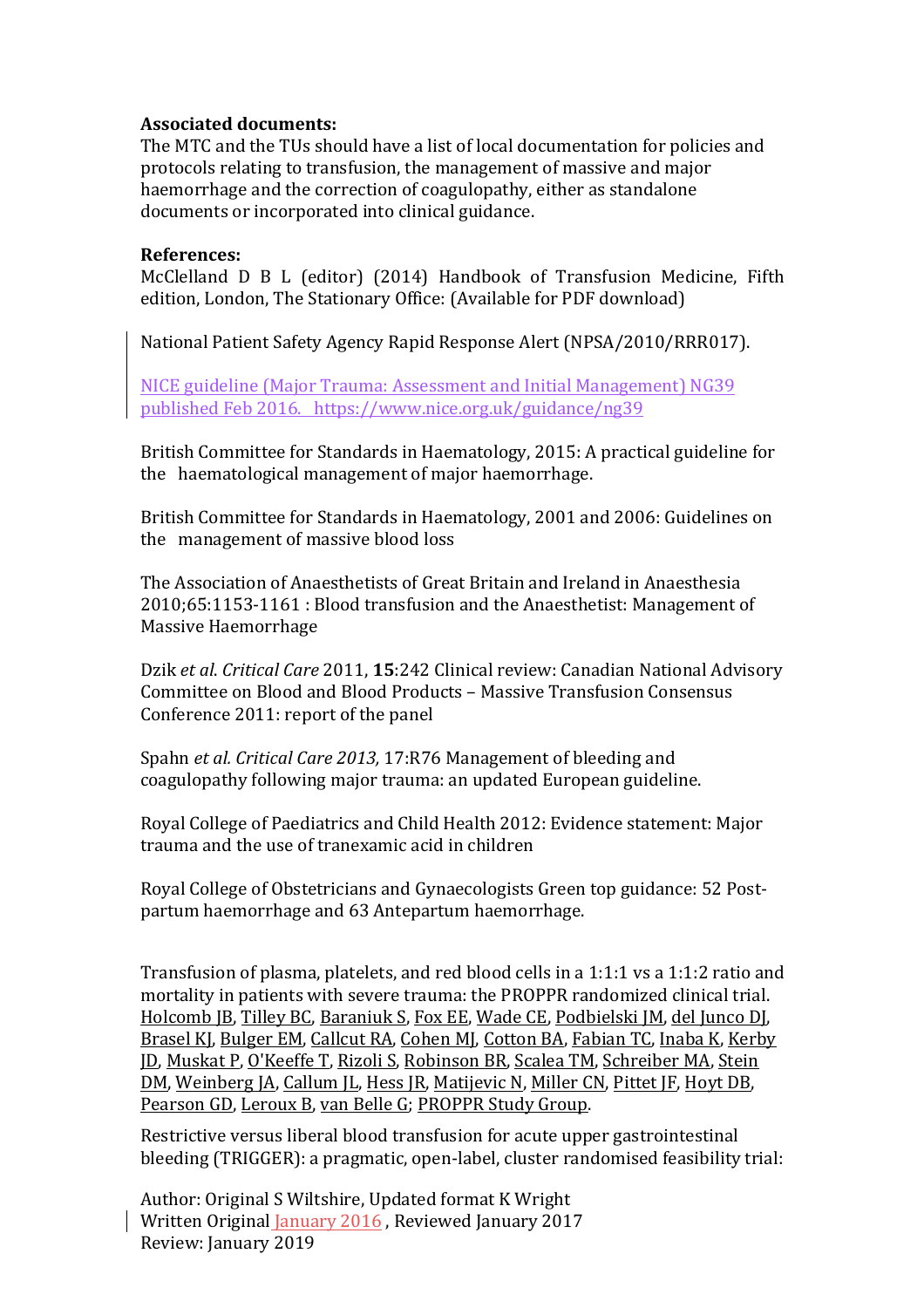**Associated documents:**

The MTC and the TUs should have a list of local documentation for policies and protocols relating to transfusion, the management of massive and major haemorrhage and the correction of coagulopathy, either as standalone documents or incorporated into clinical guidance.

**References:**

McClelland D B L (editor) (2014) Handbook of Transfusion Medicine, Fifth edition, London, The Stationary Office: (Available for PDF download)

National Patient Safety Agency Rapid Response Alert (NPSA/2010/RRR017).

NICE guideline (Major Trauma: Assessment and Initial Management) NG39 published Feb 2016. https://www.nice.org.uk/guidance/ng39

British Committee for Standards in Haematology, 2015: A practical guideline for the haematological management of major haemorrhage.

British Committee for Standards in Haematology, 2001 and 2006: Guidelines on the management of massive blood loss

The Association of Anaesthetists of Great Britain and Ireland in Anaesthesia 2010;65:1153-1161 : Blood transfusion and the Anaesthetist: Management of Massive Haemorrhage

Dzik *et al*. *Critical Care* 2011, **15**:242 Clinical review: Canadian National Advisory Committee on Blood and Blood Products – Massive Transfusion Consensus Conference 2011: report of the panel

Spahn *et al. Critical Care 2013,* 17:R76 Management of bleeding and coagulopathy following major trauma: an updated European guideline.

Royal College of Paediatrics and Child Health 2012: Evidence statement: Major trauma and the use of tranexamic acid in children

Royal College of Obstetricians and Gynaecologists Green top guidance: 52 Post-partum haemorrhage and 63 Antepartum haemorrhage.

Transfusion of plasma, platelets, and red blood cells in a 1:1:1 vs a 1:1:2 ratio and mortality in patients with severe trauma: the PROPPR randomized clinical trial. Holcomb JB, Tilley BC, Baraniuk S, Fox EE, Wade CE, Podbielski JM, del Junco DJ, Brasel KJ, Bulger EM, Callcut RA, Cohen MJ, Cotton BA, Fabian TC, Inaba K, Kerby JD, Muskat P, O'Keeffe T, Rizoli S, Robinson BR, Scalea TM, Schreiber MA, Stein DM, Weinberg JA, Callum JL, Hess JR, Matijevic N, Miller CN, Pittet JF, Hoyt DB, Pearson GD, Leroux B, van Belle G; PROPPR Study Group.

Restrictive versus liberal blood transfusion for acute upper gastrointestinal bleeding (TRIGGER): a pragmatic, open-label, cluster randomised feasibility trial:

Author: Original S Wiltshire, Updated format K Wright
Written Original January 2016 , Reviewed January 2017
Review: January 2019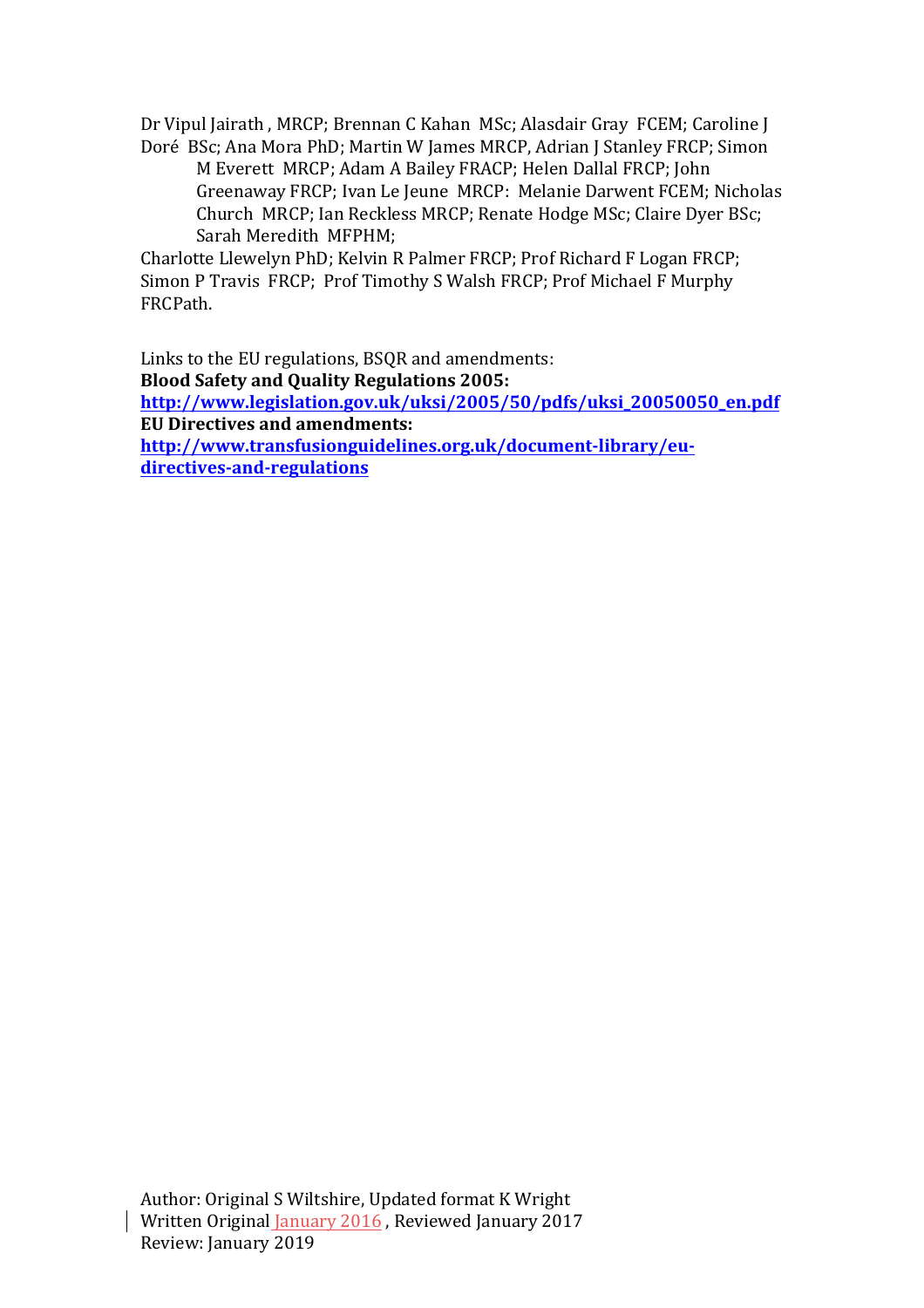Dr Vipul Jairath , MRCP; Brennan C Kahan MSc; Alasdair Gray FCEM; Caroline J Doré BSc; Ana Mora PhD; Martin W James MRCP, Adrian J Stanley FRCP; Simon M Everett MRCP; Adam A Bailey FRACP; Helen Dallal FRCP; John Greenaway FRCP; Ivan Le Jeune MRCP: Melanie Darwent FCEM; Nicholas Church MRCP; Ian Reckless MRCP; Renate Hodge MSc; Claire Dyer BSc; Sarah Meredith MFPHM;
Charlotte Llewelyn PhD; Kelvin R Palmer FRCP; Prof Richard F Logan FRCP; Simon P Travis FRCP; Prof Timothy S Walsh FRCP; Prof Michael F Murphy FRCPath.

Links to the EU regulations, BSQR and amendments:
**Blood Safety and Quality Regulations 2005:**
**http://www.legislation.gov.uk/uksi/2005/50/pdfs/uksi_20050050_en.pdf**
**EU Directives and amendments:**
**http://www.transfusionguidelines.org.uk/document-library/eu-directives-and-regulations**

Author: Original S Wiltshire, Updated format K Wright
Written Original January 2016 , Reviewed January 2017
Review: January 2019